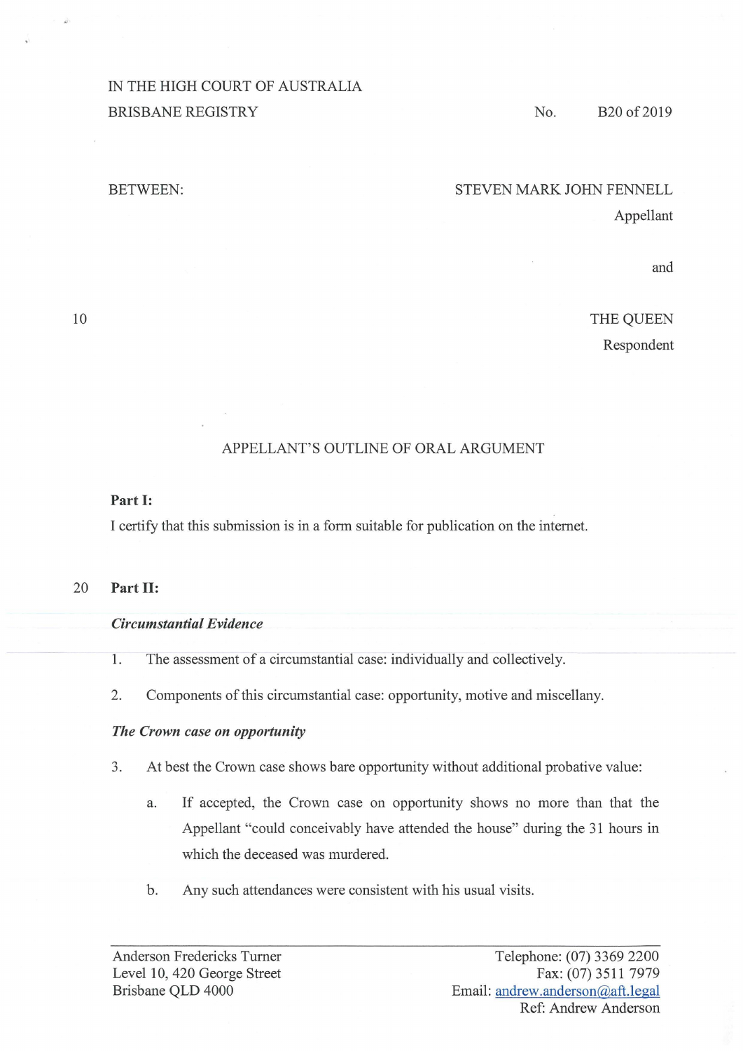IN THE HIGH COURT OF AUSTRALIA
BRISBANE REGISTRY

No. B20 of 2019

BETWEEN:

STEVEN MARK JOHN FENNELL
Appellant

and

THE QUEEN
Respondent

## APPELLANT'S OUTLINE OF ORAL ARGUMENT

**Part I:**

I certify that this submission is in a form suitable for publication on the internet.

**Part II:**

***Circumstantial Evidence***

1. The assessment of a circumstantial case: individually and collectively.
2. Components of this circumstantial case: opportunity, motive and miscellany.

***The Crown case on opportunity***

3. At best the Crown case shows bare opportunity without additional probative value:
   a. If accepted, the Crown case on opportunity shows no more than that the Appellant "could conceivably have attended the house" during the 31 hours in which the deceased was murdered.
   b. Any such attendances were consistent with his usual visits.

Anderson Fredericks Turner
Level 10, 420 George Street
Brisbane QLD 4000

Telephone: (07) 3369 2200
Fax: (07) 3511 7979
Email: andrew.anderson@aft.legal
Ref: Andrew Anderson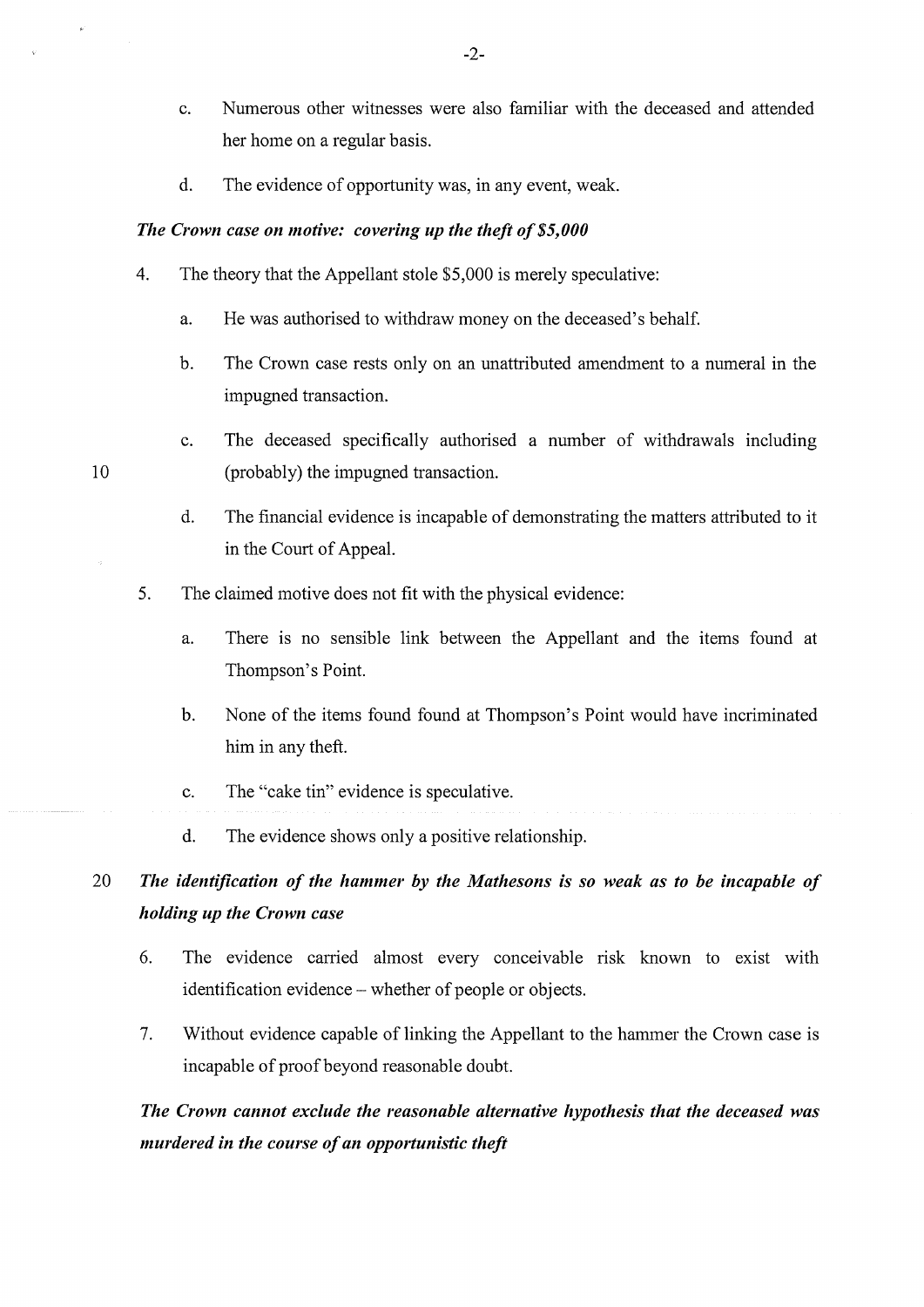c. Numerous other witnesses were also familiar with the deceased and attended her home on a regular basis.

d. The evidence of opportunity was, in any event, weak.

***The Crown case on motive: covering up the theft of $5,000***

4. The theory that the Appellant stole $5,000 is merely speculative:

   a. He was authorised to withdraw money on the deceased's behalf.

   b. The Crown case rests only on an unattributed amendment to a numeral in the impugned transaction.

   c. The deceased specifically authorised a number of withdrawals including (probably) the impugned transaction.

   d. The financial evidence is incapable of demonstrating the matters attributed to it in the Court of Appeal.

5. The claimed motive does not fit with the physical evidence:

   a. There is no sensible link between the Appellant and the items found at Thompson's Point.

   b. None of the items found found at Thompson's Point would have incriminated him in any theft.

   c. The "cake tin" evidence is speculative.

   d. The evidence shows only a positive relationship.

***The identification of the hammer by the Mathesons is so weak as to be incapable of holding up the Crown case***

6. The evidence carried almost every conceivable risk known to exist with identification evidence – whether of people or objects.

7. Without evidence capable of linking the Appellant to the hammer the Crown case is incapable of proof beyond reasonable doubt.

***The Crown cannot exclude the reasonable alternative hypothesis that the deceased was murdered in the course of an opportunistic theft***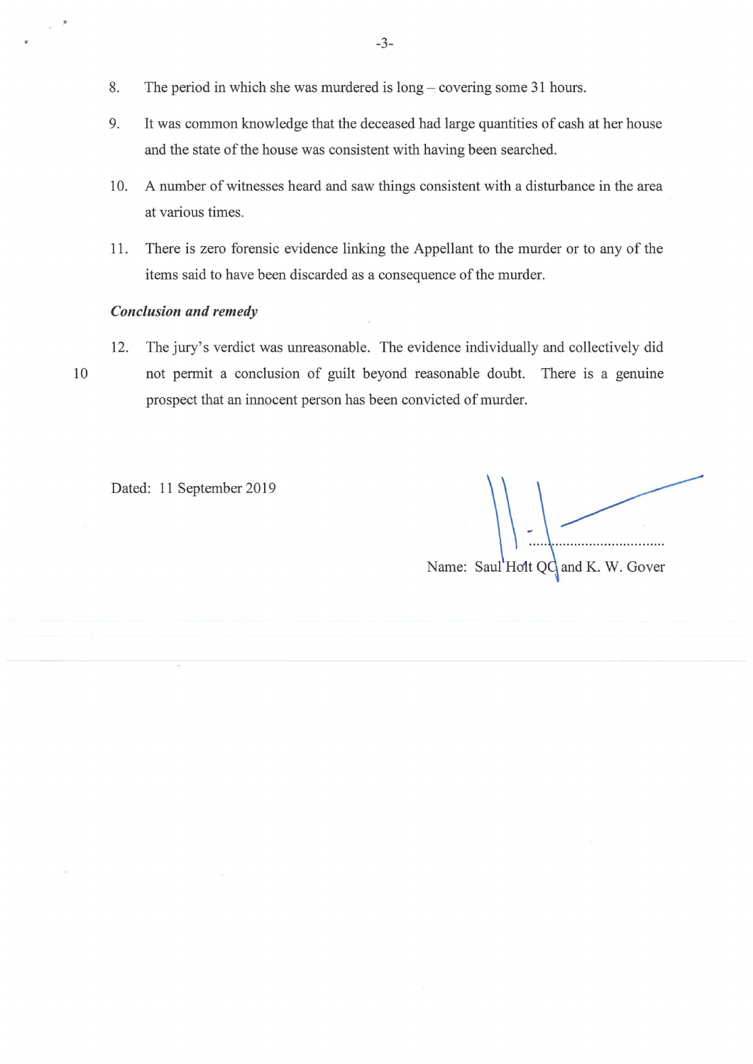8. The period in which she was murdered is long – covering some 31 hours.

9. It was common knowledge that the deceased had large quantities of cash at her house and the state of the house was consistent with having been searched.

10. A number of witnesses heard and saw things consistent with a disturbance in the area at various times.

11. There is zero forensic evidence linking the Appellant to the murder or to any of the items said to have been discarded as a consequence of the murder.

***Conclusion and remedy***

12. The jury's verdict was unreasonable. The evidence individually and collectively did not permit a conclusion of guilt beyond reasonable doubt. There is a genuine prospect that an innocent person has been convicted of murder.

Dated: 11 September 2019

..............................................

Name: Saul Holt QC and K. W. Gover